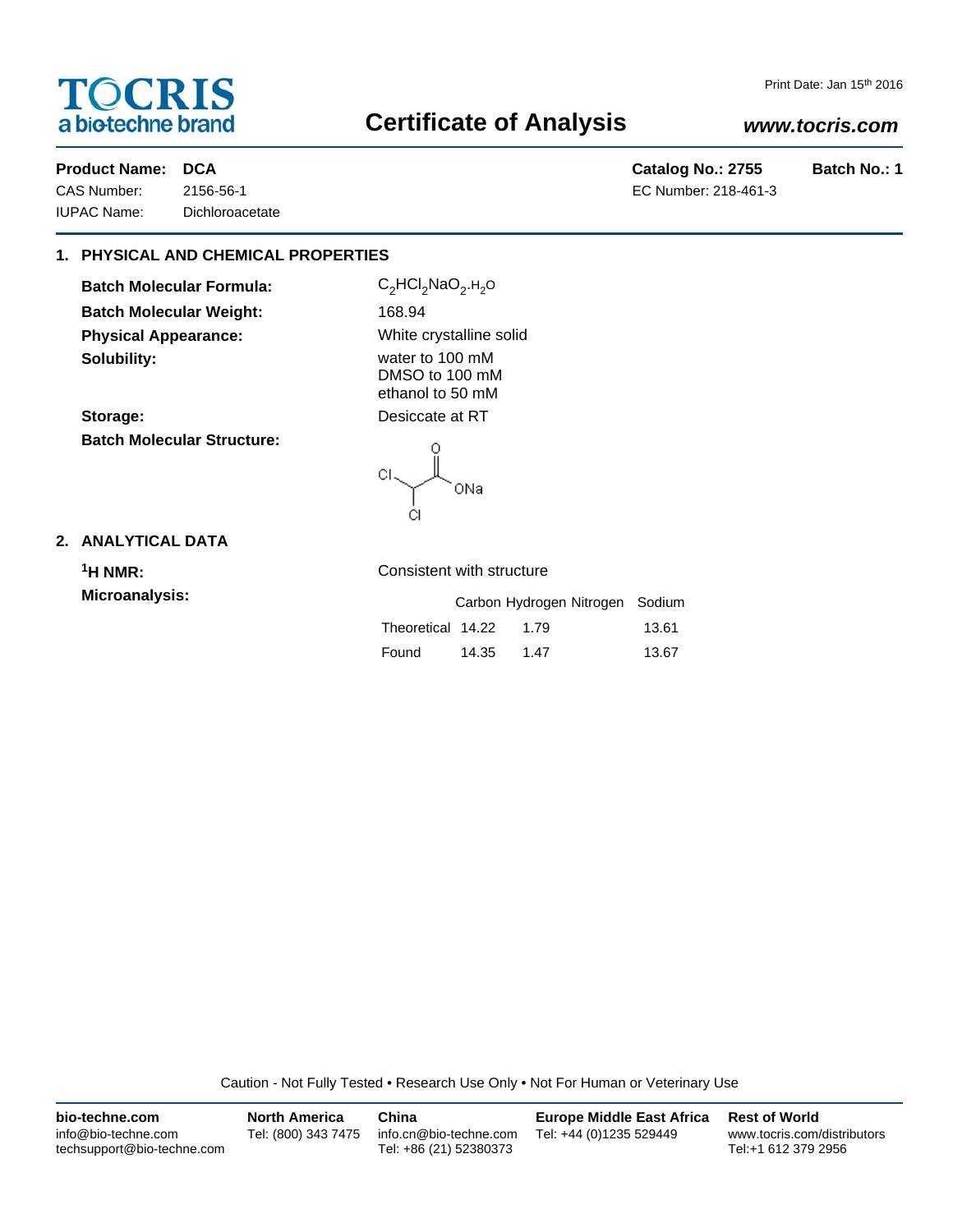# TOCRIS
a biotechne brand

Print Date: Jan 15th 2016

# Certificate of Analysis

*www.tocris.com*

**Product Name: DCA** | **Catalog No.: 2755** | **Batch No.: 1**

CAS Number: 2156-56-1
IUPAC Name: Dichloroacetate
EC Number: 218-461-3

## 1. PHYSICAL AND CHEMICAL PROPERTIES

**Batch Molecular Formula:** $C_2HCl_2NaO_2.H_2O$

**Batch Molecular Weight:** 168.94

**Physical Appearance:** White crystalline solid

**Solubility:** water to 100 mM
DMSO to 100 mM
ethanol to 50 mM

**Storage:** Desiccate at RT

**Batch Molecular Structure:**

## 2. ANALYTICAL DATA

**$^1$H NMR:** Consistent with structure

**Microanalysis:**

| | Carbon | Hydrogen | Nitrogen | Sodium |
|---|---|---|---|---|
| Theoretical | 14.22 | 1.79 | | 13.61 |
| Found | 14.35 | 1.47 | | 13.67 |

Caution - Not Fully Tested • Research Use Only • Not For Human or Veterinary Use

**bio-techne.com**
info@bio-techne.com
techsupport@bio-techne.com

**North America**
Tel: (800) 343 7475

**China**
info.cn@bio-techne.com
Tel: +86 (21) 52380373

**Europe Middle East Africa**
Tel: +44 (0)1235 529449

**Rest of World**
www.tocris.com/distributors
Tel:+1 612 379 2956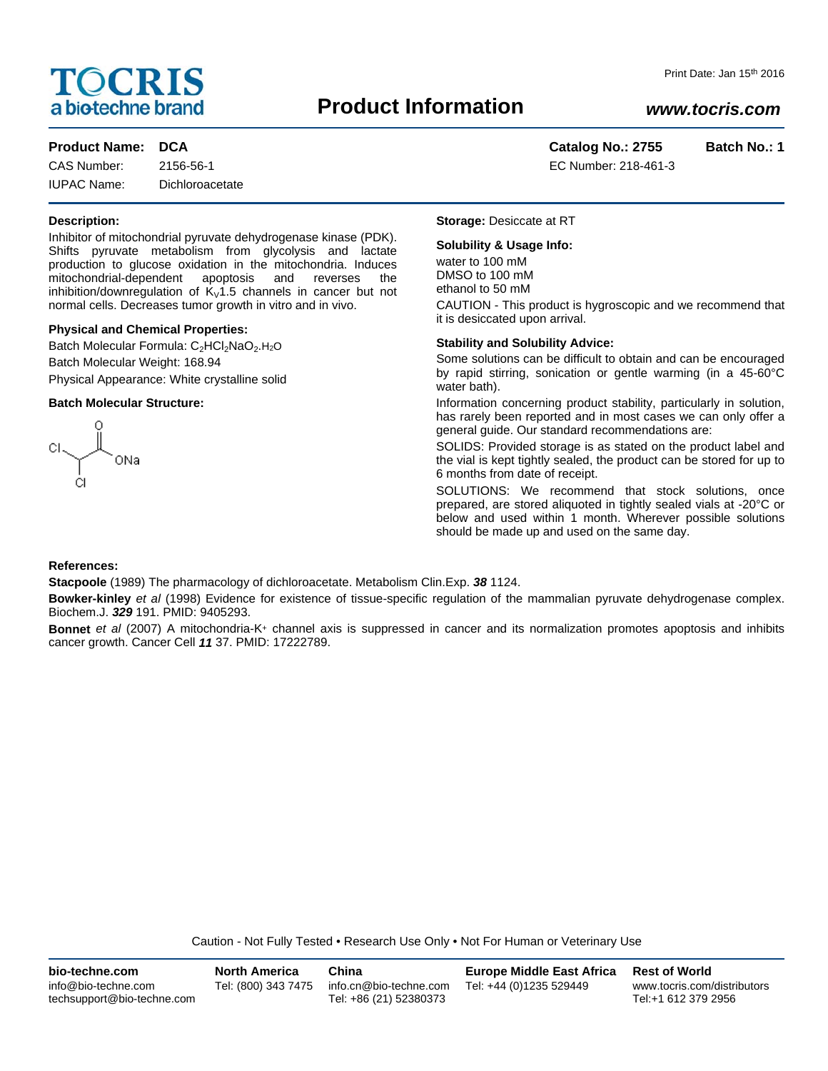Print Date: Jan 15th 2016

# Product Information

**www.tocris.com**

**Product Name: DCA** | **Catalog No.: 2755** | **Batch No.: 1**

CAS Number: 2156-56-1

EC Number: 218-461-3

IUPAC Name: Dichloroacetate

### Description:

Inhibitor of mitochondrial pyruvate dehydrogenase kinase (PDK). Shifts pyruvate metabolism from glycolysis and lactate production to glucose oxidation in the mitochondria. Induces mitochondrial-dependent apoptosis and reverses the inhibition/downregulation of $K_V1.5$ channels in cancer but not normal cells. Decreases tumor growth in vitro and in vivo.

### Physical and Chemical Properties:

Batch Molecular Formula: $C_2HCl_2NaO_2.H_2O$

Batch Molecular Weight: 168.94

Physical Appearance: White crystalline solid

### Batch Molecular Structure:

### Storage:

Desiccate at RT

### Solubility & Usage Info:

water to 100 mM

DMSO to 100 mM

ethanol to 50 mM

CAUTION - This product is hygroscopic and we recommend that it is desiccated upon arrival.

### Stability and Solubility Advice:

Some solutions can be difficult to obtain and can be encouraged by rapid stirring, sonication or gentle warming (in a 45-60°C water bath).

Information concerning product stability, particularly in solution, has rarely been reported and in most cases we can only offer a general guide. Our standard recommendations are:

SOLIDS: Provided storage is as stated on the product label and the vial is kept tightly sealed, the product can be stored for up to 6 months from date of receipt.

SOLUTIONS: We recommend that stock solutions, once prepared, are stored aliquoted in tightly sealed vials at -20°C or below and used within 1 month. Wherever possible solutions should be made up and used on the same day.

### References:

**Stacpoole** (1989) The pharmacology of dichloroacetate. Metabolism Clin.Exp. ***38*** 1124.

**Bowker-kinley** *et al* (1998) Evidence for existence of tissue-specific regulation of the mammalian pyruvate dehydrogenase complex. Biochem.J. ***329*** 191. PMID: 9405293.

**Bonnet** *et al* (2007) A mitochondria-$K^+$ channel axis is suppressed in cancer and its normalization promotes apoptosis and inhibits cancer growth. Cancer Cell ***11*** 37. PMID: 17222789.

Caution - Not Fully Tested • Research Use Only • Not For Human or Veterinary Use

**bio-techne.com**
info@bio-techne.com
techsupport@bio-techne.com

**North America**
Tel: (800) 343 7475

**China**
info.cn@bio-techne.com
Tel: +86 (21) 52380373

**Europe Middle East Africa**
Tel: +44 (0)1235 529449

**Rest of World**
www.tocris.com/distributors
Tel:+1 612 379 2956